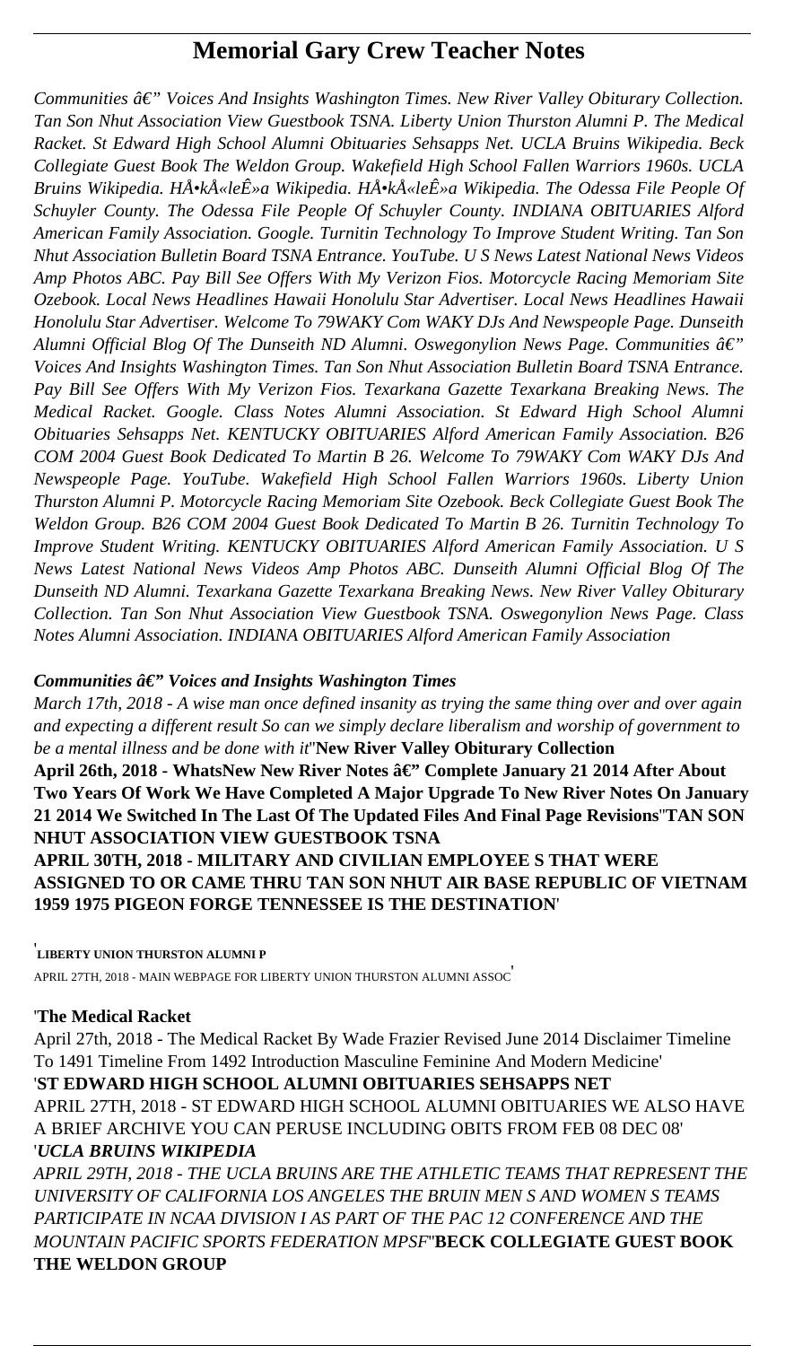# Memorial Gary Crew Teacher Notes

*Communities â€" Voices And Insights Washington Times. New River Valley Obiturary Collection. Tan Son Nhut Association View Guestbook TSNA. Liberty Union Thurston Alumni P. The Medical Racket. St Edward High School Alumni Obituaries Sehsapps Net. UCLA Bruins Wikipedia. Beck Collegiate Guest Book The Weldon Group. Wakefield High School Fallen Warriors 1960s. UCLA Bruins Wikipedia. HÄ•kÅ«leÊ»a Wikipedia. HÄ•kÅ«leÊ»a Wikipedia. The Odessa File People Of Schuyler County. The Odessa File People Of Schuyler County. INDIANA OBITUARIES Alford American Family Association. Google. Turnitin Technology To Improve Student Writing. Tan Son Nhut Association Bulletin Board TSNA Entrance. YouTube. U S News Latest National News Videos Amp Photos ABC. Pay Bill See Offers With My Verizon Fios. Motorcycle Racing Memoriam Site Ozebook. Local News Headlines Hawaii Honolulu Star Advertiser. Local News Headlines Hawaii Honolulu Star Advertiser. Welcome To 79WAKY Com WAKY DJs And Newspeople Page. Dunseith Alumni Official Blog Of The Dunseith ND Alumni. Oswegonylion News Page. Communities â€" Voices And Insights Washington Times. Tan Son Nhut Association Bulletin Board TSNA Entrance. Pay Bill See Offers With My Verizon Fios. Texarkana Gazette Texarkana Breaking News. The Medical Racket. Google. Class Notes Alumni Association. St Edward High School Alumni Obituaries Sehsapps Net. KENTUCKY OBITUARIES Alford American Family Association. B26 COM 2004 Guest Book Dedicated To Martin B 26. Welcome To 79WAKY Com WAKY DJs And Newspeople Page. YouTube. Wakefield High School Fallen Warriors 1960s. Liberty Union Thurston Alumni P. Motorcycle Racing Memoriam Site Ozebook. Beck Collegiate Guest Book The Weldon Group. B26 COM 2004 Guest Book Dedicated To Martin B 26. Turnitin Technology To Improve Student Writing. KENTUCKY OBITUARIES Alford American Family Association. U S News Latest National News Videos Amp Photos ABC. Dunseith Alumni Official Blog Of The Dunseith ND Alumni. Texarkana Gazette Texarkana Breaking News. New River Valley Obiturary Collection. Tan Son Nhut Association View Guestbook TSNA. Oswegonylion News Page. Class Notes Alumni Association. INDIANA OBITUARIES Alford American Family Association*

***Communities â€" Voices and Insights Washington Times***

*March 17th, 2018 - A wise man once defined insanity as trying the same thing over and over again and expecting a different result So can we simply declare liberalism and worship of government to be a mental illness and be done with it*''**New River Valley Obiturary Collection**

**April 26th, 2018 - WhatsNew New River Notes â€" Complete January 21 2014 After About Two Years Of Work We Have Completed A Major Upgrade To New River Notes On January 21 2014 We Switched In The Last Of The Updated Files And Final Page Revisions**''**TAN SON NHUT ASSOCIATION VIEW GUESTBOOK TSNA**

**APRIL 30TH, 2018 - MILITARY AND CIVILIAN EMPLOYEE S THAT WERE ASSIGNED TO OR CAME THRU TAN SON NHUT AIR BASE REPUBLIC OF VIETNAM 1959 1975 PIGEON FORGE TENNESSEE IS THE DESTINATION**'

'**LIBERTY UNION THURSTON ALUMNI P**

APRIL 27TH, 2018 - MAIN WEBPAGE FOR LIBERTY UNION THURSTON ALUMNI ASSOC'

'**The Medical Racket**

April 27th, 2018 - The Medical Racket By Wade Frazier Revised June 2014 Disclaimer Timeline To 1491 Timeline From 1492 Introduction Masculine Feminine And Modern Medicine'

'**ST EDWARD HIGH SCHOOL ALUMNI OBITUARIES SEHSAPPS NET**

APRIL 27TH, 2018 - ST EDWARD HIGH SCHOOL ALUMNI OBITUARIES WE ALSO HAVE A BRIEF ARCHIVE YOU CAN PERUSE INCLUDING OBITS FROM FEB 08 DEC 08'

'***UCLA BRUINS WIKIPEDIA***

*APRIL 29TH, 2018 - THE UCLA BRUINS ARE THE ATHLETIC TEAMS THAT REPRESENT THE UNIVERSITY OF CALIFORNIA LOS ANGELES THE BRUIN MEN S AND WOMEN S TEAMS PARTICIPATE IN NCAA DIVISION I AS PART OF THE PAC 12 CONFERENCE AND THE MOUNTAIN PACIFIC SPORTS FEDERATION MPSF*''**BECK COLLEGIATE GUEST BOOK THE WELDON GROUP**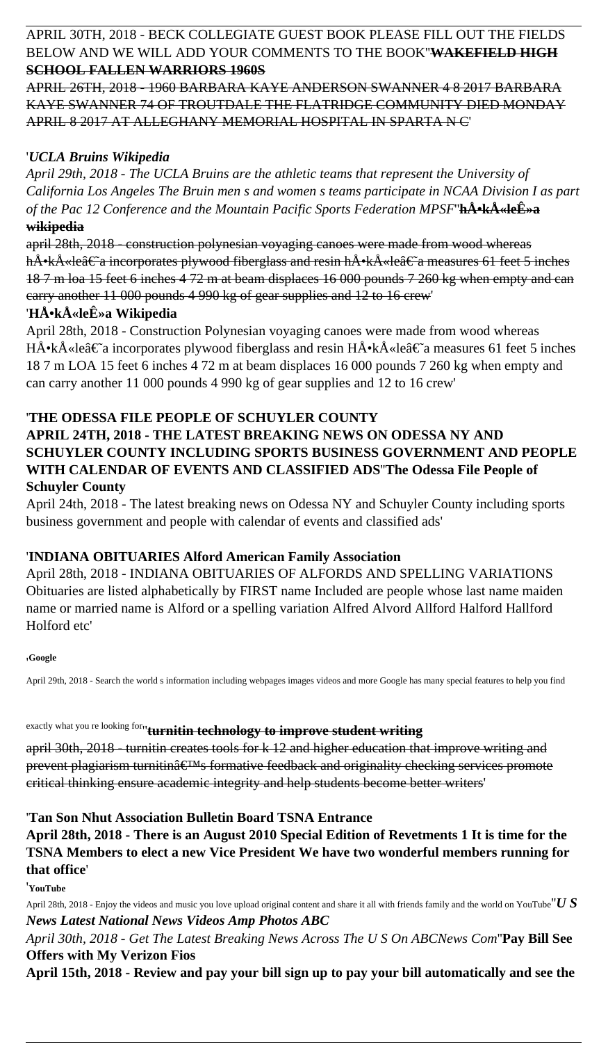APRIL 30TH, 2018 - BECK COLLEGIATE GUEST BOOK PLEASE FILL OUT THE FIELDS BELOW AND WE WILL ADD YOUR COMMENTS TO THE BOOK''**WAKEFIELD HIGH SCHOOL FALLEN WARRIORS 1960S**

APRIL 26TH, 2018 - 1960 BARBARA KAYE ANDERSON SWANNER 4 8 2017 BARBARA KAYE SWANNER 74 OF TROUTDALE THE FLATRIDGE COMMUNITY DIED MONDAY APRIL 8 2017 AT ALLEGHANY MEMORIAL HOSPITAL IN SPARTA N C'

'*UCLA Bruins Wikipedia*

*April 29th, 2018 - The UCLA Bruins are the athletic teams that represent the University of California Los Angeles The Bruin men s and women s teams participate in NCAA Division I as part of the Pac 12 Conference and the Mountain Pacific Sports Federation MPSF*''**hÅ•kÅ«leÊ»a wikipedia**

april 28th, 2018 - construction polynesian voyaging canoes were made from wood whereas hÅ•kÅ«leâ€˜a incorporates plywood fiberglass and resin hÅ•kÅ«leâ€˜a measures 61 feet 5 inches 18 7 m loa 15 feet 6 inches 4 72 m at beam displaces 16 000 pounds 7 260 kg when empty and can carry another 11 000 pounds 4 990 kg of gear supplies and 12 to 16 crew'

'**HÅ•kÅ«leÊ»a Wikipedia**

April 28th, 2018 - Construction Polynesian voyaging canoes were made from wood whereas HÅ•kÅ«leâ€˜a incorporates plywood fiberglass and resin HÅ•kÅ«leâ€˜a measures 61 feet 5 inches 18 7 m LOA 15 feet 6 inches 4 72 m at beam displaces 16 000 pounds 7 260 kg when empty and can carry another 11 000 pounds 4 990 kg of gear supplies and 12 to 16 crew'

'**THE ODESSA FILE PEOPLE OF SCHUYLER COUNTY**

**APRIL 24TH, 2018 - THE LATEST BREAKING NEWS ON ODESSA NY AND SCHUYLER COUNTY INCLUDING SPORTS BUSINESS GOVERNMENT AND PEOPLE WITH CALENDAR OF EVENTS AND CLASSIFIED ADS**''**The Odessa File People of Schuyler County**

April 24th, 2018 - The latest breaking news on Odessa NY and Schuyler County including sports business government and people with calendar of events and classified ads'

'**INDIANA OBITUARIES Alford American Family Association**

April 28th, 2018 - INDIANA OBITUARIES OF ALFORDS AND SPELLING VARIATIONS Obituaries are listed alphabetically by FIRST name Included are people whose last name maiden name or married name is Alford or a spelling variation Alfred Alvord Allford Halford Hallford Holford etc'

'**Google**

April 29th, 2018 - Search the world s information including webpages images videos and more Google has many special features to help you find exactly what you re looking for''**turnitin technology to improve student writing**

april 30th, 2018 - turnitin creates tools for k 12 and higher education that improve writing and prevent plagiarism turnitinâ€™s formative feedback and originality checking services promote critical thinking ensure academic integrity and help students become better writers'

'**Tan Son Nhut Association Bulletin Board TSNA Entrance**

**April 28th, 2018 - There is an August 2010 Special Edition of Revetments 1 It is time for the TSNA Members to elect a new Vice President We have two wonderful members running for that office**'

'**YouTube**

April 28th, 2018 - Enjoy the videos and music you love upload original content and share it all with friends family and the world on YouTube''*U S News Latest National News Videos Amp Photos ABC*

*April 30th, 2018 - Get The Latest Breaking News Across The U S On ABCNews Com*''**Pay Bill See Offers with My Verizon Fios**

**April 15th, 2018 - Review and pay your bill sign up to pay your bill automatically and see the**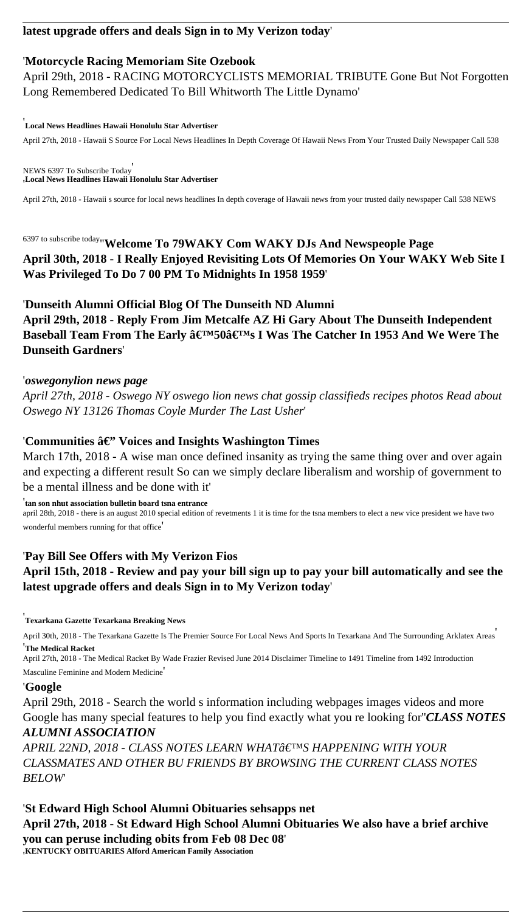**latest upgrade offers and deals Sign in to My Verizon today**'

'**Motorcycle Racing Memoriam Site Ozebook**

April 29th, 2018 - RACING MOTORCYCLISTS MEMORIAL TRIBUTE Gone But Not Forgotten Long Remembered Dedicated To Bill Whitworth The Little Dynamo'

'**Local News Headlines Hawaii Honolulu Star Advertiser**

April 27th, 2018 - Hawaii S Source For Local News Headlines In Depth Coverage Of Hawaii News From Your Trusted Daily Newspaper Call 538 NEWS 6397 To Subscribe Today'

'**Local News Headlines Hawaii Honolulu Star Advertiser**

April 27th, 2018 - Hawaii s source for local news headlines In depth coverage of Hawaii news from your trusted daily newspaper Call 538 NEWS 6397 to subscribe today''**Welcome To 79WAKY Com WAKY DJs And Newspeople Page**

**April 30th, 2018 - I Really Enjoyed Revisiting Lots Of Memories On Your WAKY Web Site I Was Privileged To Do 7 00 PM To Midnights In 1958 1959**'

'**Dunseith Alumni Official Blog Of The Dunseith ND Alumni**

**April 29th, 2018 - Reply From Jim Metcalfe AZ Hi Gary About The Dunseith Independent Baseball Team From The Early â€™50â€™s I Was The Catcher In 1953 And We Were The Dunseith Gardners**'

'*oswegonylion news page*

*April 27th, 2018 - Oswego NY oswego lion news chat gossip classifieds recipes photos Read about Oswego NY 13126 Thomas Coyle Murder The Last Usher*'

'**Communities â€" Voices and Insights Washington Times**

March 17th, 2018 - A wise man once defined insanity as trying the same thing over and over again and expecting a different result So can we simply declare liberalism and worship of government to be a mental illness and be done with it'

'**tan son nhut association bulletin board tsna entrance**

april 28th, 2018 - there is an august 2010 special edition of revetments 1 it is time for the tsna members to elect a new vice president we have two wonderful members running for that office'

'**Pay Bill See Offers with My Verizon Fios**

**April 15th, 2018 - Review and pay your bill sign up to pay your bill automatically and see the latest upgrade offers and deals Sign in to My Verizon today**'

'**Texarkana Gazette Texarkana Breaking News**

April 30th, 2018 - The Texarkana Gazette Is The Premier Source For Local News And Sports In Texarkana And The Surrounding Arklatex Areas'

'**The Medical Racket**

April 27th, 2018 - The Medical Racket By Wade Frazier Revised June 2014 Disclaimer Timeline to 1491 Timeline from 1492 Introduction Masculine Feminine and Modern Medicine'

'**Google**

April 29th, 2018 - Search the world s information including webpages images videos and more Google has many special features to help you find exactly what you re looking for''***CLASS NOTES ALUMNI ASSOCIATION***

*APRIL 22ND, 2018 - CLASS NOTES LEARN WHATâ€™S HAPPENING WITH YOUR CLASSMATES AND OTHER BU FRIENDS BY BROWSING THE CURRENT CLASS NOTES BELOW*'

'**St Edward High School Alumni Obituaries sehsapps net**

**April 27th, 2018 - St Edward High School Alumni Obituaries We also have a brief archive you can peruse including obits from Feb 08 Dec 08**'

'**KENTUCKY OBITUARIES Alford American Family Association**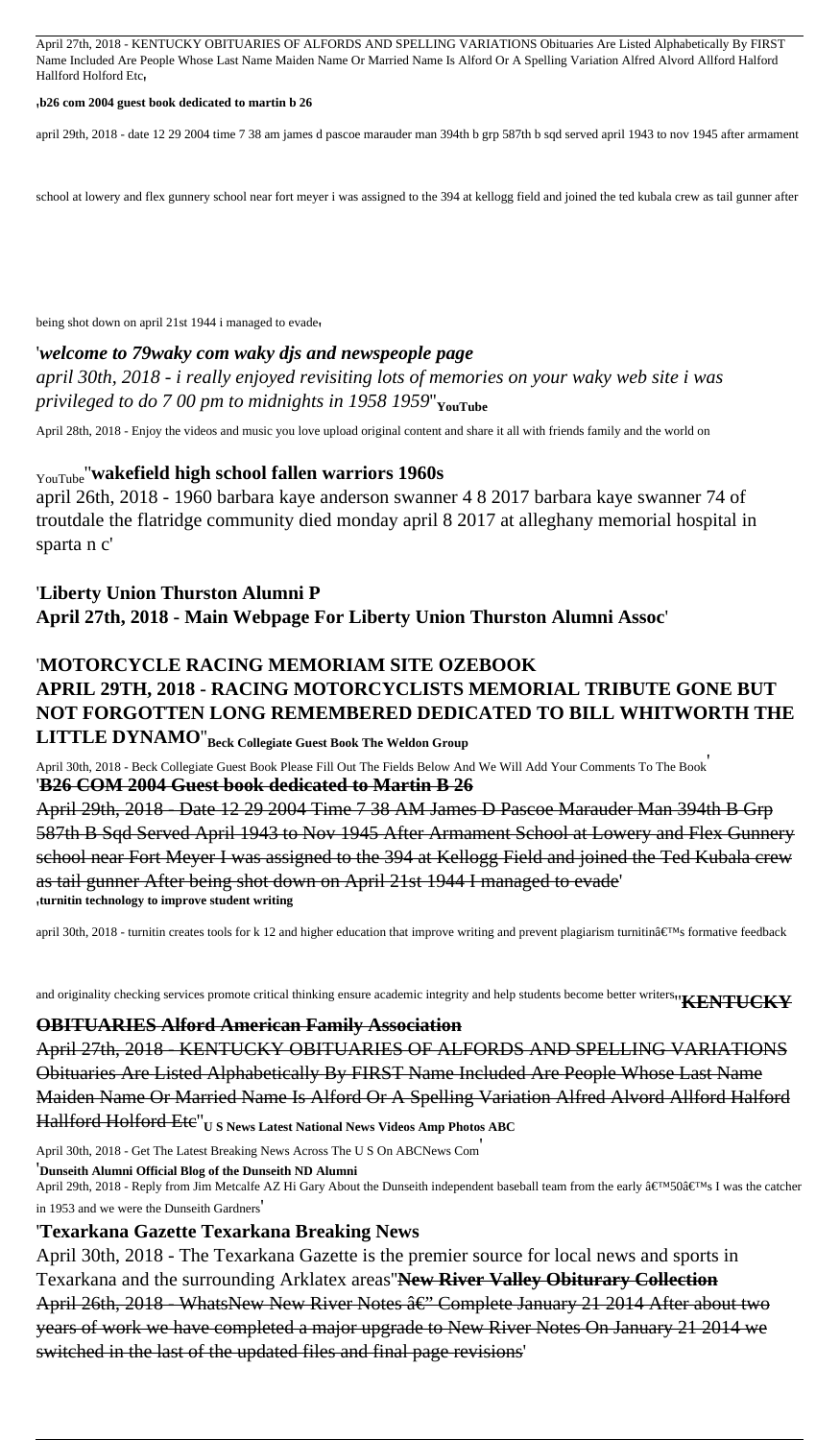April 27th, 2018 - KENTUCKY OBITUARIES OF ALFORDS AND SPELLING VARIATIONS Obituaries Are Listed Alphabetically By FIRST Name Included Are People Whose Last Name Maiden Name Or Married Name Is Alford Or A Spelling Variation Alfred Alvord Allford Halford Hallford Holford Etc,

'**b26 com 2004 guest book dedicated to martin b 26**

april 29th, 2018 - date 12 29 2004 time 7 38 am james d pascoe marauder man 394th b grp 587th b sqd served april 1943 to nov 1945 after armament school at lowery and flex gunnery school near fort meyer i was assigned to the 394 at kellogg field and joined the ted kubala crew as tail gunner after being shot down on april 21st 1944 i managed to evade,

'***welcome to 79waky com waky djs and newspeople page***

*april 30th, 2018 - i really enjoyed revisiting lots of memories on your waky web site i was privileged to do 7 00 pm to midnights in 1958 1959*''**YouTube**

April 28th, 2018 - Enjoy the videos and music you love upload original content and share it all with friends family and the world on YouTube''**wakefield high school fallen warriors 1960s**

april 26th, 2018 - 1960 barbara kaye anderson swanner 4 8 2017 barbara kaye swanner 74 of troutdale the flatridge community died monday april 8 2017 at alleghany memorial hospital in sparta n c'

'**Liberty Union Thurston Alumni P**

**April 27th, 2018 - Main Webpage For Liberty Union Thurston Alumni Assoc**'

'**MOTORCYCLE RACING MEMORIAM SITE OZEBOOK**

**APRIL 29TH, 2018 - RACING MOTORCYCLISTS MEMORIAL TRIBUTE GONE BUT NOT FORGOTTEN LONG REMEMBERED DEDICATED TO BILL WHITWORTH THE LITTLE DYNAMO**''**Beck Collegiate Guest Book The Weldon Group**

April 30th, 2018 - Beck Collegiate Guest Book Please Fill Out The Fields Below And We Will Add Your Comments To The Book'

'~~**B26 COM 2004 Guest book dedicated to Martin B 26**~~

~~April 29th, 2018 - Date 12 29 2004 Time 7 38 AM James D Pascoe Marauder Man 394th B Grp 587th B Sqd Served April 1943 to Nov 1945 After Armament School at Lowery and Flex Gunnery school near Fort Meyer I was assigned to the 394 at Kellogg Field and joined the Ted Kubala crew as tail gunner After being shot down on April 21st 1944 I managed to evade~~'

'**turnitin technology to improve student writing**

april 30th, 2018 - turnitin creates tools for k 12 and higher education that improve writing and prevent plagiarism turnitinâ€™s formative feedback and originality checking services promote critical thinking ensure academic integrity and help students become better writers''~~**KENTUCKY OBITUARIES Alford American Family Association**~~

~~April 27th, 2018 - KENTUCKY OBITUARIES OF ALFORDS AND SPELLING VARIATIONS Obituaries Are Listed Alphabetically By FIRST Name Included Are People Whose Last Name Maiden Name Or Married Name Is Alford Or A Spelling Variation Alfred Alvord Allford Halford Hallford Holford Etc~~''**U S News Latest National News Videos Amp Photos ABC**

April 30th, 2018 - Get The Latest Breaking News Across The U S On ABCNews Com'

'**Dunseith Alumni Official Blog of the Dunseith ND Alumni**

April 29th, 2018 - Reply from Jim Metcalfe AZ Hi Gary About the Dunseith independent baseball team from the early â€™50â€™s I was the catcher in 1953 and we were the Dunseith Gardners'

'**Texarkana Gazette Texarkana Breaking News**

April 30th, 2018 - The Texarkana Gazette is the premier source for local news and sports in Texarkana and the surrounding Arklatex areas''~~**New River Valley Obiturary Collection**~~

~~April 26th, 2018 - WhatsNew New River Notes â€" Complete January 21 2014 After about two years of work we have completed a major upgrade to New River Notes On January 21 2014 we switched in the last of the updated files and final page revisions~~'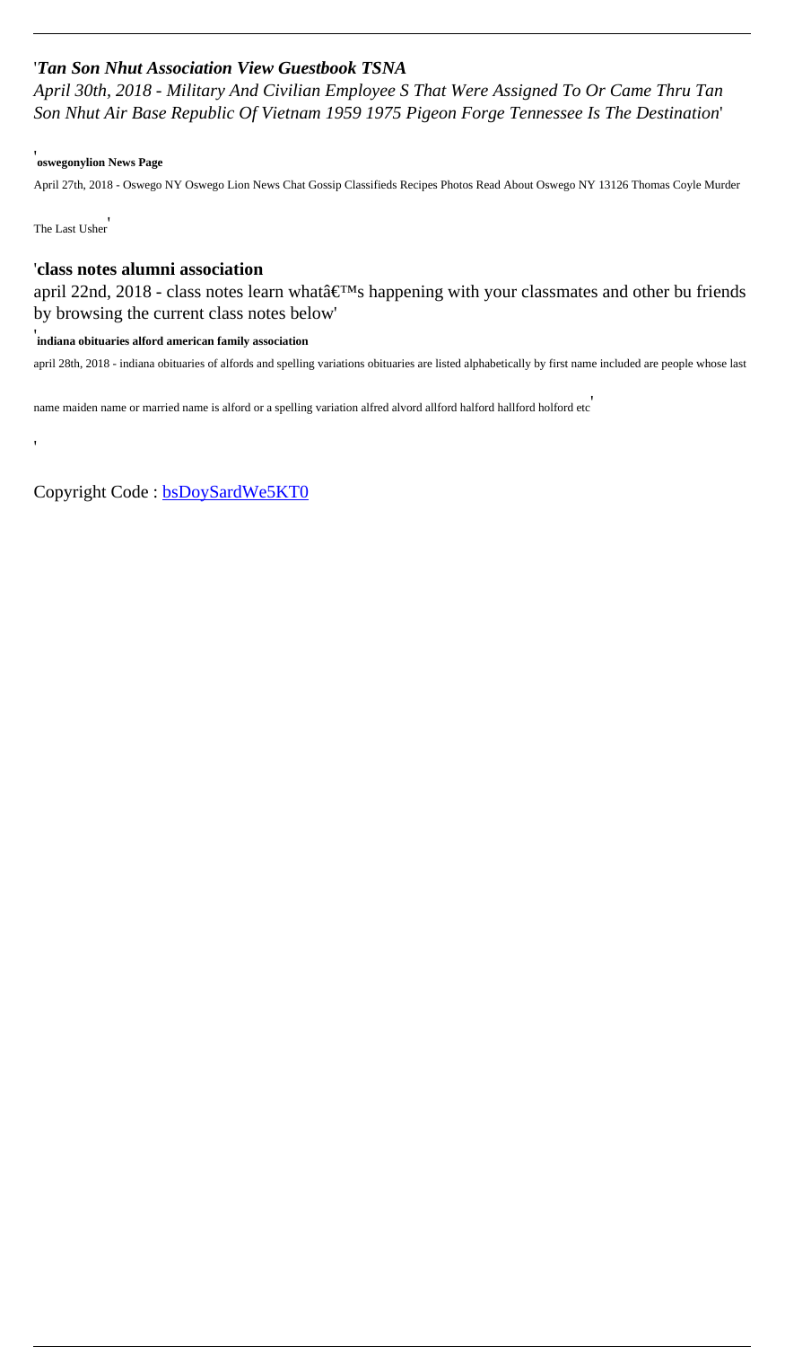'***Tan Son Nhut Association View Guestbook TSNA***

*April 30th, 2018 - Military And Civilian Employee S That Were Assigned To Or Came Thru Tan Son Nhut Air Base Republic Of Vietnam 1959 1975 Pigeon Forge Tennessee Is The Destination*'

'**oswegonylion News Page**

April 27th, 2018 - Oswego NY Oswego Lion News Chat Gossip Classifieds Recipes Photos Read About Oswego NY 13126 Thomas Coyle Murder The Last Usher'

'**class notes alumni association**

april 22nd, 2018 - class notes learn whatâ€™s happening with your classmates and other bu friends by browsing the current class notes below'

'**indiana obituaries alford american family association**

april 28th, 2018 - indiana obituaries of alfords and spelling variations obituaries are listed alphabetically by first name included are people whose last name maiden name or married name is alford or a spelling variation alfred alvord allford halford hallford holford etc'

'

Copyright Code : bsDoySardWe5KT0